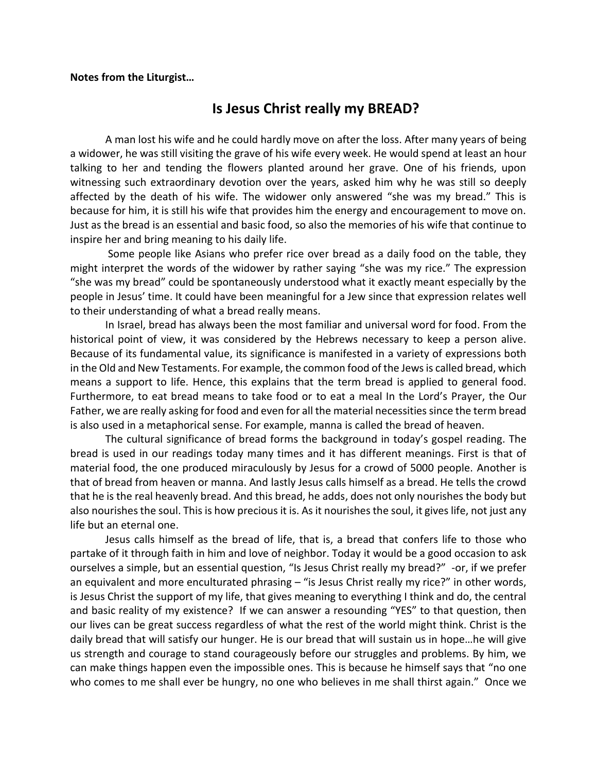**Notes from the Liturgist…**

# Is Jesus Christ really my BREAD?

A man lost his wife and he could hardly move on after the loss. After many years of being a widower, he was still visiting the grave of his wife every week. He would spend at least an hour talking to her and tending the flowers planted around her grave. One of his friends, upon witnessing such extraordinary devotion over the years, asked him why he was still so deeply affected by the death of his wife. The widower only answered "she was my bread." This is because for him, it is still his wife that provides him the energy and encouragement to move on. Just as the bread is an essential and basic food, so also the memories of his wife that continue to inspire her and bring meaning to his daily life.

Some people like Asians who prefer rice over bread as a daily food on the table, they might interpret the words of the widower by rather saying "she was my rice." The expression "she was my bread" could be spontaneously understood what it exactly meant especially by the people in Jesus' time. It could have been meaningful for a Jew since that expression relates well to their understanding of what a bread really means.

In Israel, bread has always been the most familiar and universal word for food. From the historical point of view, it was considered by the Hebrews necessary to keep a person alive. Because of its fundamental value, its significance is manifested in a variety of expressions both in the Old and New Testaments. For example, the common food of the Jews is called bread, which means a support to life. Hence, this explains that the term bread is applied to general food. Furthermore, to eat bread means to take food or to eat a meal In the Lord's Prayer, the Our Father, we are really asking for food and even for all the material necessities since the term bread is also used in a metaphorical sense. For example, manna is called the bread of heaven.

The cultural significance of bread forms the background in today's gospel reading. The bread is used in our readings today many times and it has different meanings. First is that of material food, the one produced miraculously by Jesus for a crowd of 5000 people. Another is that of bread from heaven or manna. And lastly Jesus calls himself as a bread. He tells the crowd that he is the real heavenly bread. And this bread, he adds, does not only nourishes the body but also nourishes the soul. This is how precious it is. As it nourishes the soul, it gives life, not just any life but an eternal one.

Jesus calls himself as the bread of life, that is, a bread that confers life to those who partake of it through faith in him and love of neighbor. Today it would be a good occasion to ask ourselves a simple, but an essential question, "Is Jesus Christ really my bread?" -or, if we prefer an equivalent and more enculturated phrasing – "is Jesus Christ really my rice?" in other words, is Jesus Christ the support of my life, that gives meaning to everything I think and do, the central and basic reality of my existence? If we can answer a resounding "YES" to that question, then our lives can be great success regardless of what the rest of the world might think. Christ is the daily bread that will satisfy our hunger. He is our bread that will sustain us in hope…he will give us strength and courage to stand courageously before our struggles and problems. By him, we can make things happen even the impossible ones. This is because he himself says that "no one who comes to me shall ever be hungry, no one who believes in me shall thirst again." Once we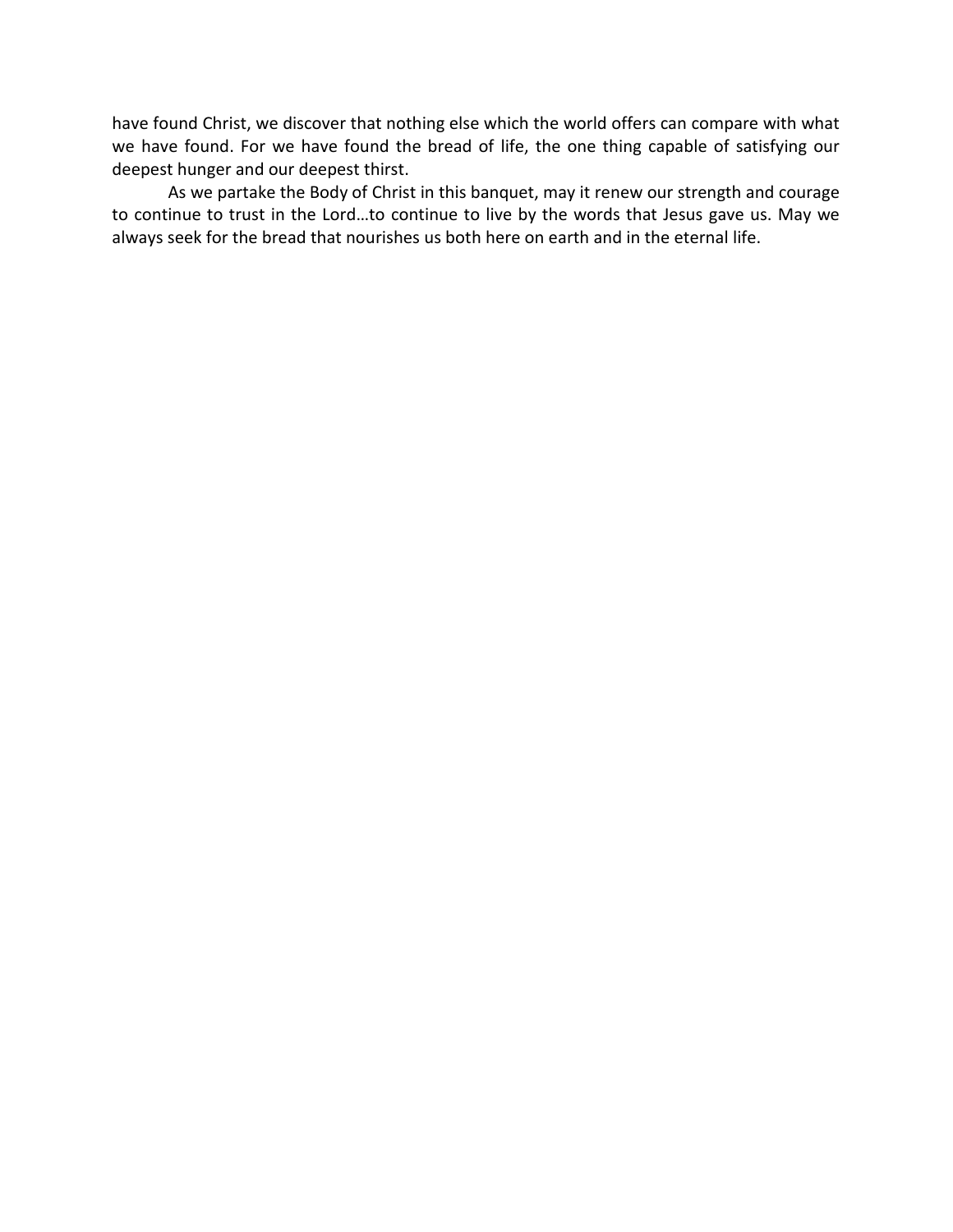have found Christ, we discover that nothing else which the world offers can compare with what we have found. For we have found the bread of life, the one thing capable of satisfying our deepest hunger and our deepest thirst.

As we partake the Body of Christ in this banquet, may it renew our strength and courage to continue to trust in the Lord…to continue to live by the words that Jesus gave us. May we always seek for the bread that nourishes us both here on earth and in the eternal life.